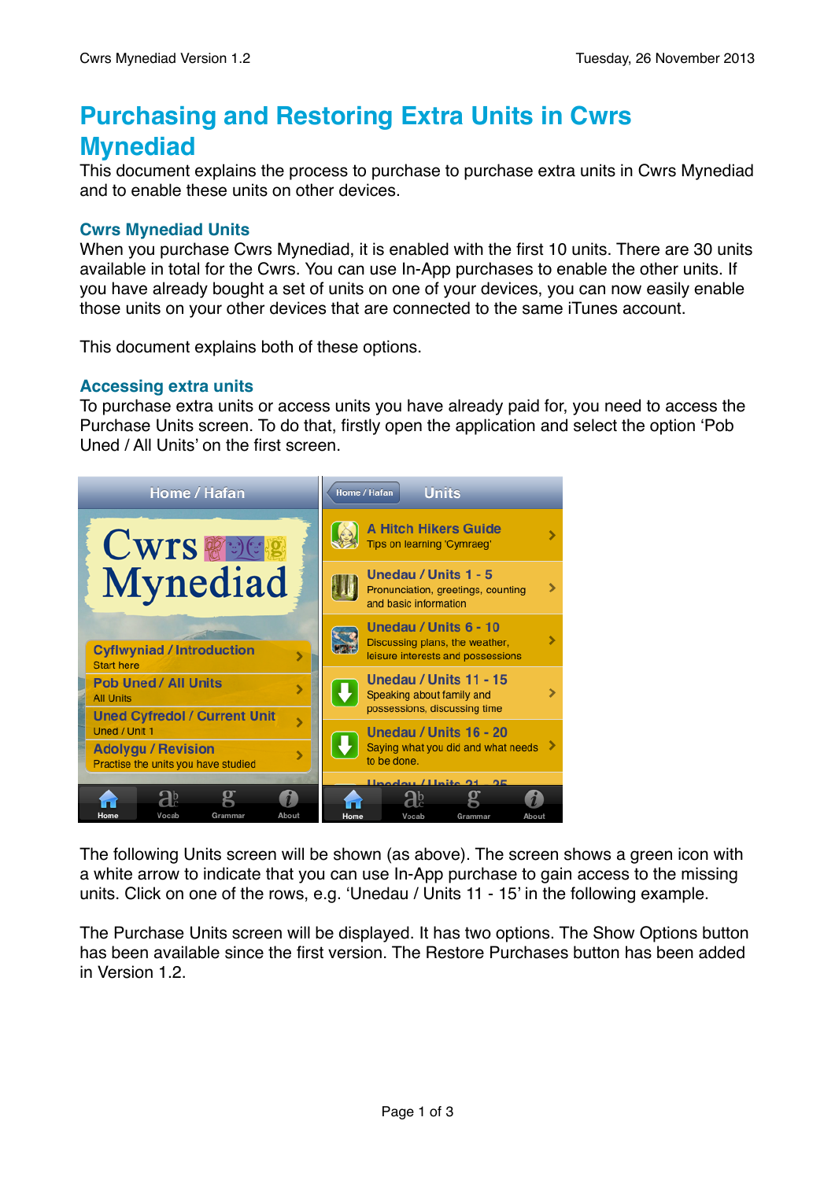# Purchasing and Restoring Extra Units in Cwrs Mynediad

This document explains the process to purchase to purchase extra units in Cwrs Mynediad and to enable these units on other devices.

## Cwrs Mynediad Units

When you purchase Cwrs Mynediad, it is enabled with the first 10 units. There are 30 units available in total for the Cwrs. You can use In-App purchases to enable the other units. If you have already bought a set of units on one of your devices, you can now easily enable those units on your other devices that are connected to the same iTunes account.

This document explains both of these options.

## Accessing extra units

To purchase extra units or access units you have already paid for, you need to access the Purchase Units screen. To do that, firstly open the application and select the option 'Pob Uned / All Units' on the first screen.

The following Units screen will be shown (as above). The screen shows a green icon with a white arrow to indicate that you can use In-App purchase to gain access to the missing units. Click on one of the rows, e.g. 'Unedau / Units 11 - 15' in the following example.

The Purchase Units screen will be displayed. It has two options. The Show Options button has been available since the first version. The Restore Purchases button has been added in Version 1.2.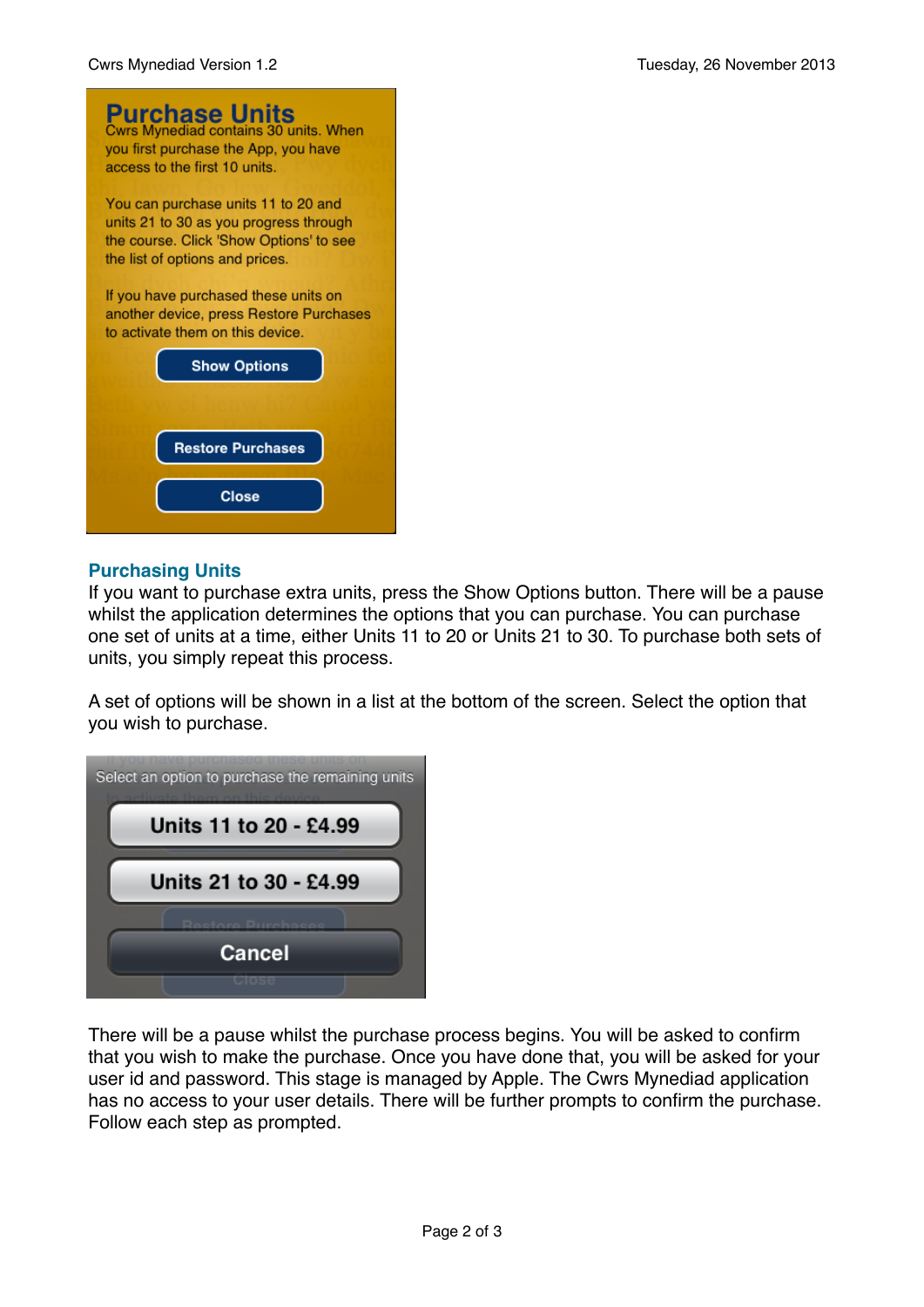# Purchase Units

Cwrs Mynediad contains 30 units. When you first purchase the App, you have access to the first 10 units.

You can purchase units 11 to 20 and units 21 to 30 as you progress through the course. Click 'Show Options' to see the list of options and prices.

If you have purchased these units on another device, press Restore Purchases to activate them on this device.

Show Options

Restore Purchases

Close

## Purchasing Units

If you want to purchase extra units, press the Show Options button. There will be a pause whilst the application determines the options that you can purchase. You can purchase one set of units at a time, either Units 11 to 20 or Units 21 to 30. To purchase both sets of units, you simply repeat this process.

A set of options will be shown in a list at the bottom of the screen. Select the option that you wish to purchase.

Select an option to purchase the remaining units

Units 11 to 20 - £4.99

Units 21 to 30 - £4.99

Cancel

There will be a pause whilst the purchase process begins. You will be asked to confirm that you wish to make the purchase. Once you have done that, you will be asked for your user id and password. This stage is managed by Apple. The Cwrs Mynediad application has no access to your user details. There will be further prompts to confirm the purchase. Follow each step as prompted.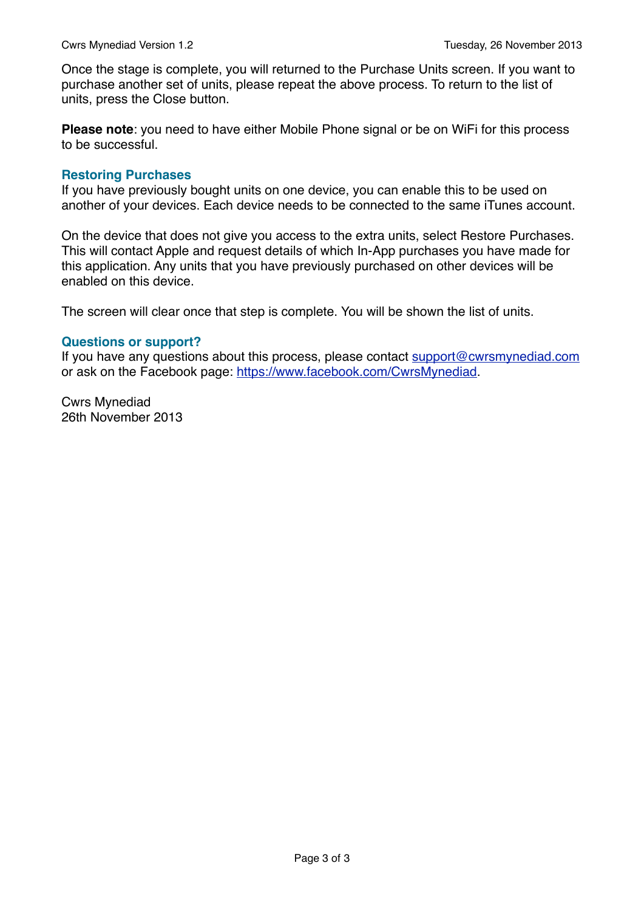Once the stage is complete, you will returned to the Purchase Units screen. If you want to purchase another set of units, please repeat the above process. To return to the list of units, press the Close button.

**Please note**: you need to have either Mobile Phone signal or be on WiFi for this process to be successful.

### Restoring Purchases

If you have previously bought units on one device, you can enable this to be used on another of your devices. Each device needs to be connected to the same iTunes account.

On the device that does not give you access to the extra units, select Restore Purchases. This will contact Apple and request details of which In-App purchases you have made for this application. Any units that you have previously purchased on other devices will be enabled on this device.

The screen will clear once that step is complete. You will be shown the list of units.

### Questions or support?

If you have any questions about this process, please contact [support@cwrsmynediad.com](mailto:support@cwrsmynediad.com) or ask on the Facebook page: [https://www.facebook.com/CwrsMynediad](https://www.facebook.com/CwrsMynediad).

Cwrs Mynediad
26th November 2013